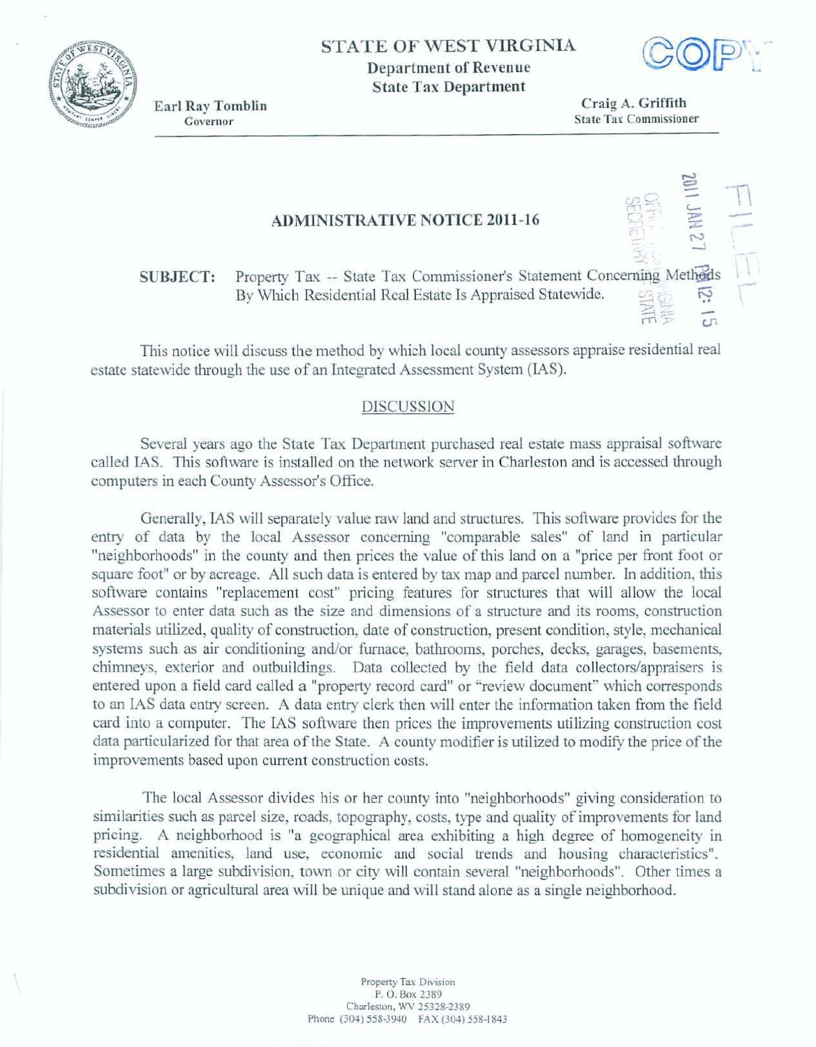STATE OF WEST VIRGINIA

Department of Revenue

State Tax Department

COPY

Earl Ray Tomblin
Governor

Craig A. Griffith
State Tax Commissioner

FILED

2011 JAN 27 PM 12: 15

OFFICE OF WEST VIRGINIA SECRETARY OF STATE

# ADMINISTRATIVE NOTICE 2011-16

**SUBJECT:** Property Tax -- State Tax Commissioner's Statement Concerning Methods By Which Residential Real Estate Is Appraised Statewide.

This notice will discuss the method by which local county assessors appraise residential real estate statewide through the use of an Integrated Assessment System (IAS).

## DISCUSSION

Several years ago the State Tax Department purchased real estate mass appraisal software called IAS. This software is installed on the network server in Charleston and is accessed through computers in each County Assessor's Office.

Generally, IAS will separately value raw land and structures. This software provides for the entry of data by the local Assessor concerning "comparable sales" of land in particular "neighborhoods" in the county and then prices the value of this land on a "price per front foot or square foot" or by acreage. All such data is entered by tax map and parcel number. In addition, this software contains "replacement cost" pricing features for structures that will allow the local Assessor to enter data such as the size and dimensions of a structure and its rooms, construction materials utilized, quality of construction, date of construction, present condition, style, mechanical systems such as air conditioning and/or furnace, bathrooms, porches, decks, garages, basements, chimneys, exterior and outbuildings. Data collected by the field data collectors/appraisers is entered upon a field card called a "property record card" or "review document" which corresponds to an IAS data entry screen. A data entry clerk then will enter the information taken from the field card into a computer. The IAS software then prices the improvements utilizing construction cost data particularized for that area of the State. A county modifier is utilized to modify the price of the improvements based upon current construction costs.

The local Assessor divides his or her county into "neighborhoods" giving consideration to similarities such as parcel size, roads, topography, costs, type and quality of improvements for land pricing. A neighborhood is "a geographical area exhibiting a high degree of homogeneity in residential amenities, land use, economic and social trends and housing characteristics". Sometimes a large subdivision, town or city will contain several "neighborhoods". Other times a subdivision or agricultural area will be unique and will stand alone as a single neighborhood.

Property Tax Division
P. O. Box 2389
Charleston, WV 25328-2389
Phone (304) 558-3940 FAX (304) 558-1843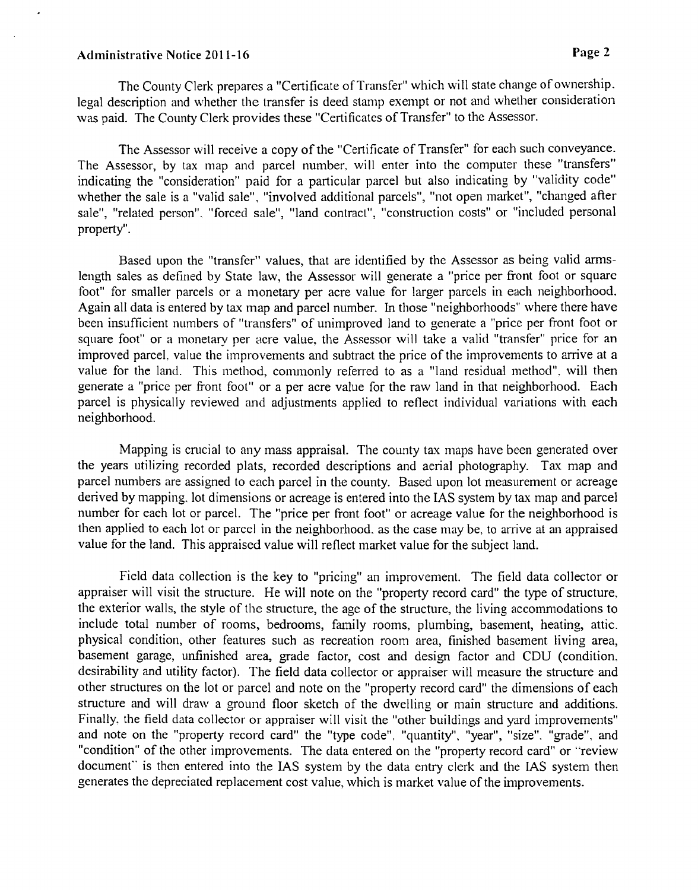The County Clerk prepares a "Certificate of Transfer" which will state change of ownership, legal description and whether the transfer is deed stamp exempt or not and whether consideration was paid. The County Clerk provides these "Certificates of Transfer" to the Assessor.

The Assessor will receive a copy of the "Certificate of Transfer" for each such conveyance. The Assessor, by tax map and parcel number, will enter into the computer these "transfers" indicating the "consideration" paid for a particular parcel but also indicating by "validity code" whether the sale is a "valid sale", "involved additional parcels", "not open market", "changed after sale", "related person", "forced sale", "land contract", "construction costs" or "included personal property".

Based upon the "transfer" values, that are identified by the Assessor as being valid arms-length sales as defined by State law, the Assessor will generate a "price per front foot or square foot" for smaller parcels or a monetary per acre value for larger parcels in each neighborhood. Again all data is entered by tax map and parcel number. In those "neighborhoods" where there have been insufficient numbers of "transfers" of unimproved land to generate a "price per front foot or square foot" or a monetary per acre value, the Assessor will take a valid "transfer" price for an improved parcel, value the improvements and subtract the price of the improvements to arrive at a value for the land. This method, commonly referred to as a "land residual method", will then generate a "price per front foot" or a per acre value for the raw land in that neighborhood. Each parcel is physically reviewed and adjustments applied to reflect individual variations with each neighborhood.

Mapping is crucial to any mass appraisal. The county tax maps have been generated over the years utilizing recorded plats, recorded descriptions and aerial photography. Tax map and parcel numbers are assigned to each parcel in the county. Based upon lot measurement or acreage derived by mapping, lot dimensions or acreage is entered into the IAS system by tax map and parcel number for each lot or parcel. The "price per front foot" or acreage value for the neighborhood is then applied to each lot or parcel in the neighborhood, as the case may be, to arrive at an appraised value for the land. This appraised value will reflect market value for the subject land.

Field data collection is the key to "pricing" an improvement. The field data collector or appraiser will visit the structure. He will note on the "property record card" the type of structure, the exterior walls, the style of the structure, the age of the structure, the living accommodations to include total number of rooms, bedrooms, family rooms, plumbing, basement, heating, attic, physical condition, other features such as recreation room area, finished basement living area, basement garage, unfinished area, grade factor, cost and design factor and CDU (condition, desirability and utility factor). The field data collector or appraiser will measure the structure and other structures on the lot or parcel and note on the "property record card" the dimensions of each structure and will draw a ground floor sketch of the dwelling or main structure and additions. Finally, the field data collector or appraiser will visit the "other buildings and yard improvements" and note on the "property record card" the "type code", "quantity", "year", "size", "grade", and "condition" of the other improvements. The data entered on the "property record card" or "review document" is then entered into the IAS system by the data entry clerk and the IAS system then generates the depreciated replacement cost value, which is market value of the improvements.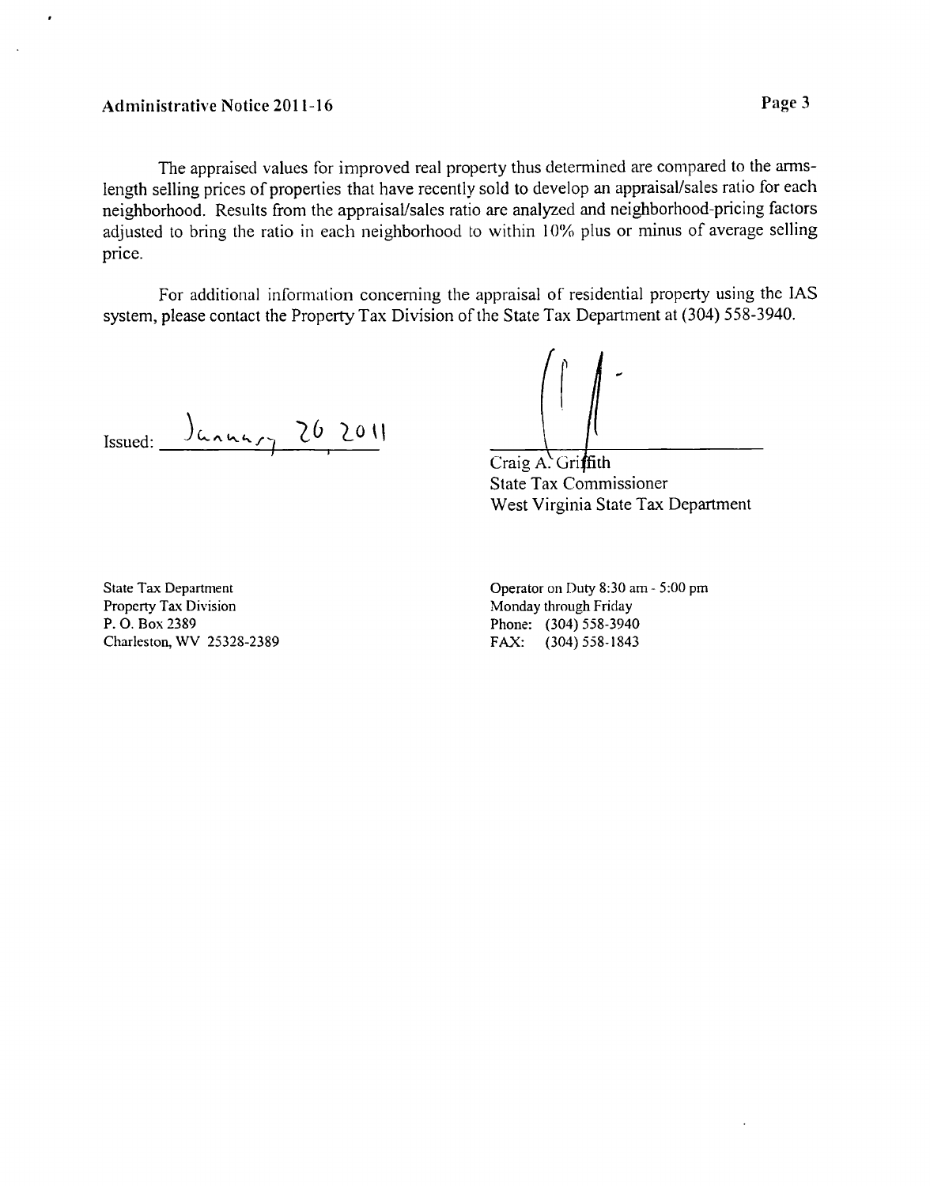The appraised values for improved real property thus determined are compared to the arms-length selling prices of properties that have recently sold to develop an appraisal/sales ratio for each neighborhood. Results from the appraisal/sales ratio are analyzed and neighborhood-pricing factors adjusted to bring the ratio in each neighborhood to within 10% plus or minus of average selling price.

For additional information concerning the appraisal of residential property using the IAS system, please contact the Property Tax Division of the State Tax Department at (304) 558-3940.

Issued: January 26 2011

Craig A. Griffith
State Tax Commissioner
West Virginia State Tax Department

State Tax Department
Property Tax Division
P. O. Box 2389
Charleston, WV 25328-2389

Operator on Duty 8:30 am - 5:00 pm
Monday through Friday
Phone: (304) 558-3940
FAX: (304) 558-1843